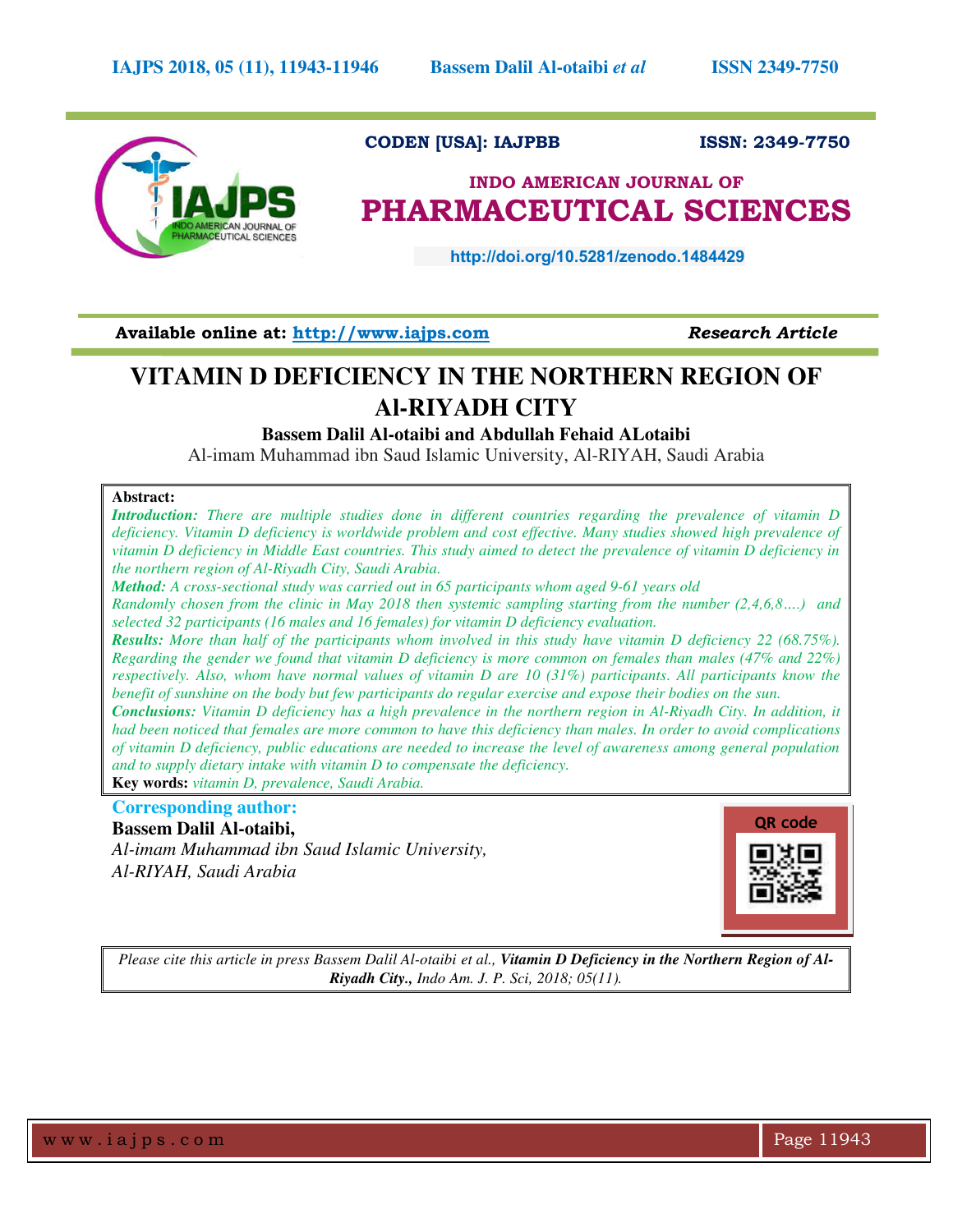CODEN [USA]: IAJPBB ISSN: 2349-7750

# INDO AMERICAN JOURNAL OF PHARMACEUTICAL SCIENCES

http://doi.org/10.5281/zenodo.1484429

**Available online at: http://www.iajps.com** *Research Article*

# VITAMIN D DEFICIENCY IN THE NORTHERN REGION OF Al-RIYADH CITY

**Bassem Dalil Al-otaibi and Abdullah Fehaid ALotaibi**

Al-imam Muhammad ibn Saud Islamic University, Al-RIYAH, Saudi Arabia

**Abstract:**

***Introduction:*** *There are multiple studies done in different countries regarding the prevalence of vitamin D deficiency. Vitamin D deficiency is worldwide problem and cost effective. Many studies showed high prevalence of vitamin D deficiency in Middle East countries. This study aimed to detect the prevalence of vitamin D deficiency in the northern region of Al-Riyadh City, Saudi Arabia.*

***Method:*** *A cross-sectional study was carried out in 65 participants whom aged 9-61 years old Randomly chosen from the clinic in May 2018 then systemic sampling starting from the number (2,4,6,8….) and selected 32 participants (16 males and 16 females) for vitamin D deficiency evaluation.*

***Results:*** *More than half of the participants whom involved in this study have vitamin D deficiency 22 (68.75%). Regarding the gender we found that vitamin D deficiency is more common on females than males (47% and 22%) respectively. Also, whom have normal values of vitamin D are 10 (31%) participants. All participants know the benefit of sunshine on the body but few participants do regular exercise and expose their bodies on the sun.*

***Conclusions:*** *Vitamin D deficiency has a high prevalence in the northern region in Al-Riyadh City. In addition, it had been noticed that females are more common to have this deficiency than males. In order to avoid complications of vitamin D deficiency, public educations are needed to increase the level of awareness among general population and to supply dietary intake with vitamin D to compensate the deficiency.*

**Key words:** *vitamin D, prevalence, Saudi Arabia.*

**Corresponding author:**

**Bassem Dalil Al-otaibi,**

*Al-imam Muhammad ibn Saud Islamic University,*
*Al-RIYAH, Saudi Arabia*

QR code

*Please cite this article in press Bassem Dalil Al-otaibi et al.,* ***Vitamin D Deficiency in the Northern Region of Al-Riyadh City.,*** *Indo Am. J. P. Sci, 2018; 05(11).*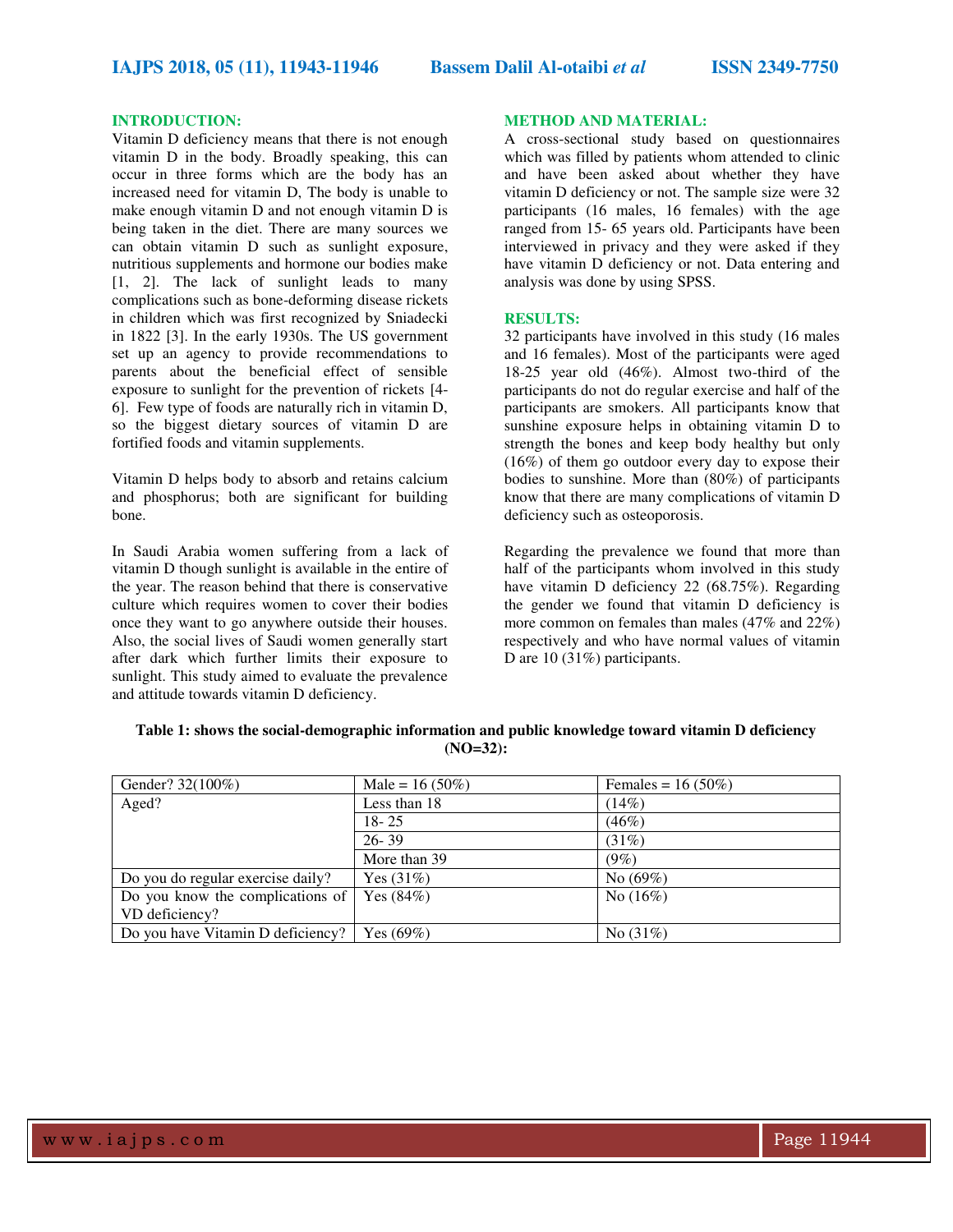## INTRODUCTION:

Vitamin D deficiency means that there is not enough vitamin D in the body. Broadly speaking, this can occur in three forms which are the body has an increased need for vitamin D, The body is unable to make enough vitamin D and not enough vitamin D is being taken in the diet. There are many sources we can obtain vitamin D such as sunlight exposure, nutritious supplements and hormone our bodies make [1, 2]. The lack of sunlight leads to many complications such as bone-deforming disease rickets in children which was first recognized by Sniadecki in 1822 [3]. In the early 1930s. The US government set up an agency to provide recommendations to parents about the beneficial effect of sensible exposure to sunlight for the prevention of rickets [4-6]. Few type of foods are naturally rich in vitamin D, so the biggest dietary sources of vitamin D are fortified foods and vitamin supplements.

Vitamin D helps body to absorb and retains calcium and phosphorus; both are significant for building bone.

In Saudi Arabia women suffering from a lack of vitamin D though sunlight is available in the entire of the year. The reason behind that there is conservative culture which requires women to cover their bodies once they want to go anywhere outside their houses. Also, the social lives of Saudi women generally start after dark which further limits their exposure to sunlight. This study aimed to evaluate the prevalence and attitude towards vitamin D deficiency.

## METHOD AND MATERIAL:

A cross-sectional study based on questionnaires which was filled by patients whom attended to clinic and have been asked about whether they have vitamin D deficiency or not. The sample size were 32 participants (16 males, 16 females) with the age ranged from 15- 65 years old. Participants have been interviewed in privacy and they were asked if they have vitamin D deficiency or not. Data entering and analysis was done by using SPSS.

## RESULTS:

32 participants have involved in this study (16 males and 16 females). Most of the participants were aged 18-25 year old (46%). Almost two-third of the participants do not do regular exercise and half of the participants are smokers. All participants know that sunshine exposure helps in obtaining vitamin D to strength the bones and keep body healthy but only (16%) of them go outdoor every day to expose their bodies to sunshine. More than (80%) of participants know that there are many complications of vitamin D deficiency such as osteoporosis.

Regarding the prevalence we found that more than half of the participants whom involved in this study have vitamin D deficiency 22 (68.75%). Regarding the gender we found that vitamin D deficiency is more common on females than males (47% and 22%) respectively and who have normal values of vitamin D are 10 (31%) participants.

**Table 1: shows the social-demographic information and public knowledge toward vitamin D deficiency (NO=32):**

| | | |
|---|---|---|
| Gender? 32(100%) | Male = 16 (50%) | Females = 16 (50%) |
| Aged? | Less than 18 | (14%) |
| | 18- 25 | (46%) |
| | 26- 39 | (31%) |
| | More than 39 | (9%) |
| Do you do regular exercise daily? | Yes (31%) | No (69%) |
| Do you know the complications of VD deficiency? | Yes (84%) | No (16%) |
| Do you have Vitamin D deficiency? | Yes (69%) | No (31%) |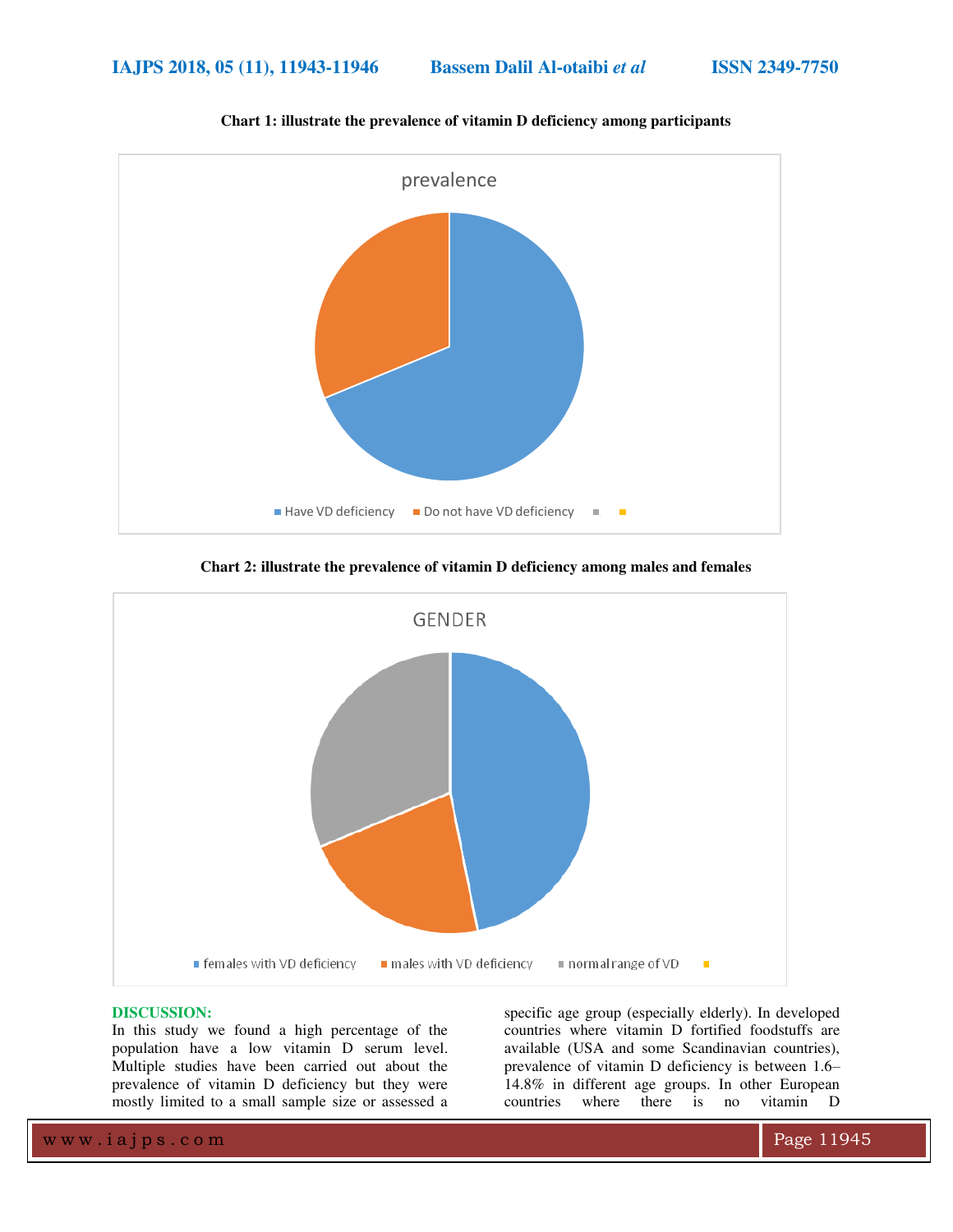**Chart 1: illustrate the prevalence of vitamin D deficiency among participants**

**Chart 2: illustrate the prevalence of vitamin D deficiency among males and females**

## DISCUSSION:

In this study we found a high percentage of the population have a low vitamin D serum level. Multiple studies have been carried out about the prevalence of vitamin D deficiency but they were mostly limited to a small sample size or assessed a specific age group (especially elderly). In developed countries where vitamin D fortified foodstuffs are available (USA and some Scandinavian countries), prevalence of vitamin D deficiency is between 1.6–14.8% in different age groups. In other European countries where there is no vitamin D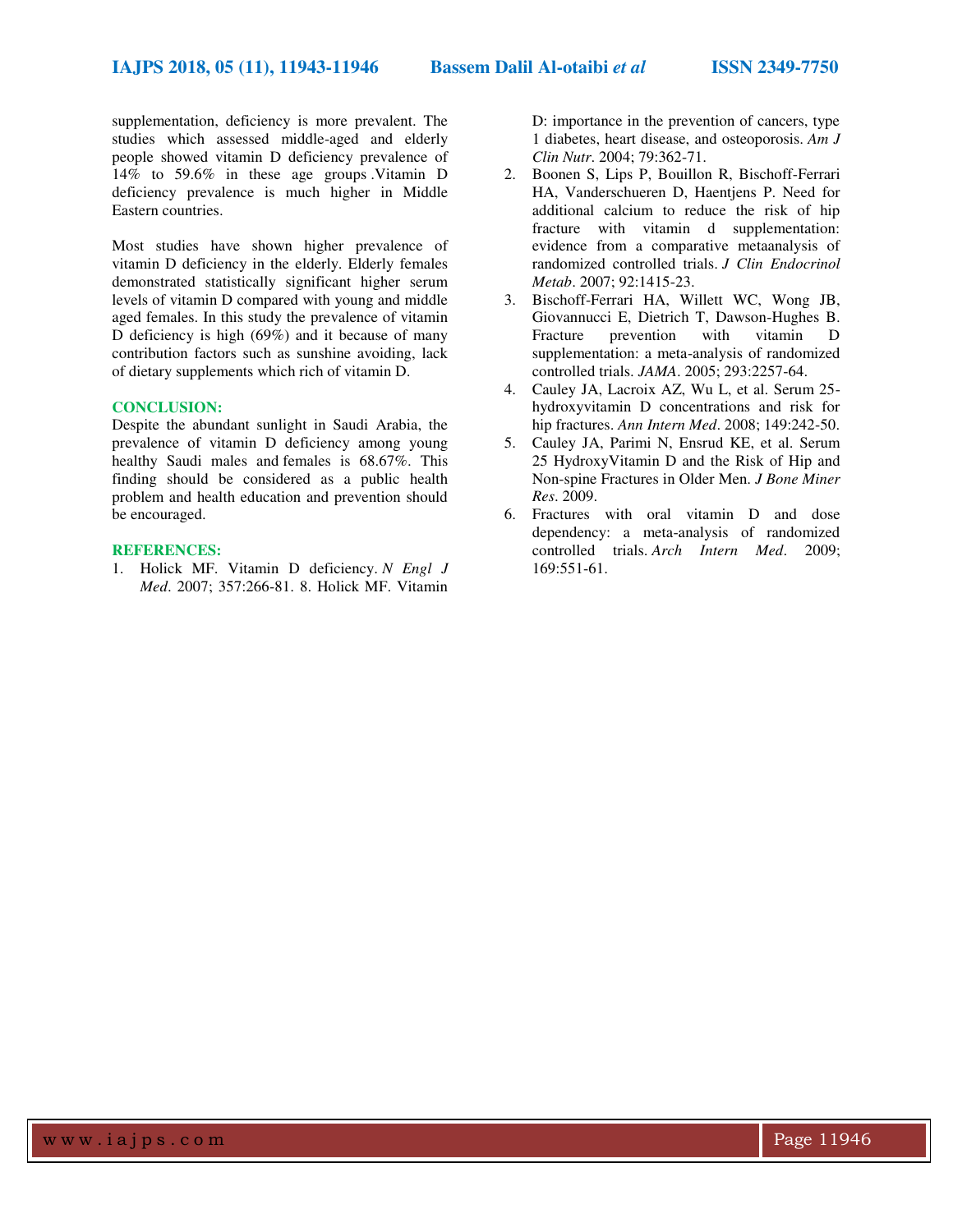supplementation, deficiency is more prevalent. The studies which assessed middle-aged and elderly people showed vitamin D deficiency prevalence of 14% to 59.6% in these age groups .Vitamin D deficiency prevalence is much higher in Middle Eastern countries.

Most studies have shown higher prevalence of vitamin D deficiency in the elderly. Elderly females demonstrated statistically significant higher serum levels of vitamin D compared with young and middle aged females. In this study the prevalence of vitamin D deficiency is high (69%) and it because of many contribution factors such as sunshine avoiding, lack of dietary supplements which rich of vitamin D.

## CONCLUSION:

Despite the abundant sunlight in Saudi Arabia, the prevalence of vitamin D deficiency among young healthy Saudi males and females is 68.67%. This finding should be considered as a public health problem and health education and prevention should be encouraged.

## REFERENCES:

1. Holick MF. Vitamin D deficiency. *N Engl J Med*. 2007; 357:266-81. 8. Holick MF. Vitamin D: importance in the prevention of cancers, type 1 diabetes, heart disease, and osteoporosis. *Am J Clin Nutr*. 2004; 79:362-71.
2. Boonen S, Lips P, Bouillon R, Bischoff-Ferrari HA, Vanderschueren D, Haentjens P. Need for additional calcium to reduce the risk of hip fracture with vitamin d supplementation: evidence from a comparative metaanalysis of randomized controlled trials. *J Clin Endocrinol Metab*. 2007; 92:1415-23.
3. Bischoff-Ferrari HA, Willett WC, Wong JB, Giovannucci E, Dietrich T, Dawson-Hughes B. Fracture prevention with vitamin D supplementation: a meta-analysis of randomized controlled trials. *JAMA*. 2005; 293:2257-64.
4. Cauley JA, Lacroix AZ, Wu L, et al. Serum 25-hydroxyvitamin D concentrations and risk for hip fractures. *Ann Intern Med*. 2008; 149:242-50.
5. Cauley JA, Parimi N, Ensrud KE, et al. Serum 25 HydroxyVitamin D and the Risk of Hip and Non-spine Fractures in Older Men. *J Bone Miner Res*. 2009.
6. Fractures with oral vitamin D and dose dependency: a meta-analysis of randomized controlled trials. *Arch Intern Med*. 2009; 169:551-61.